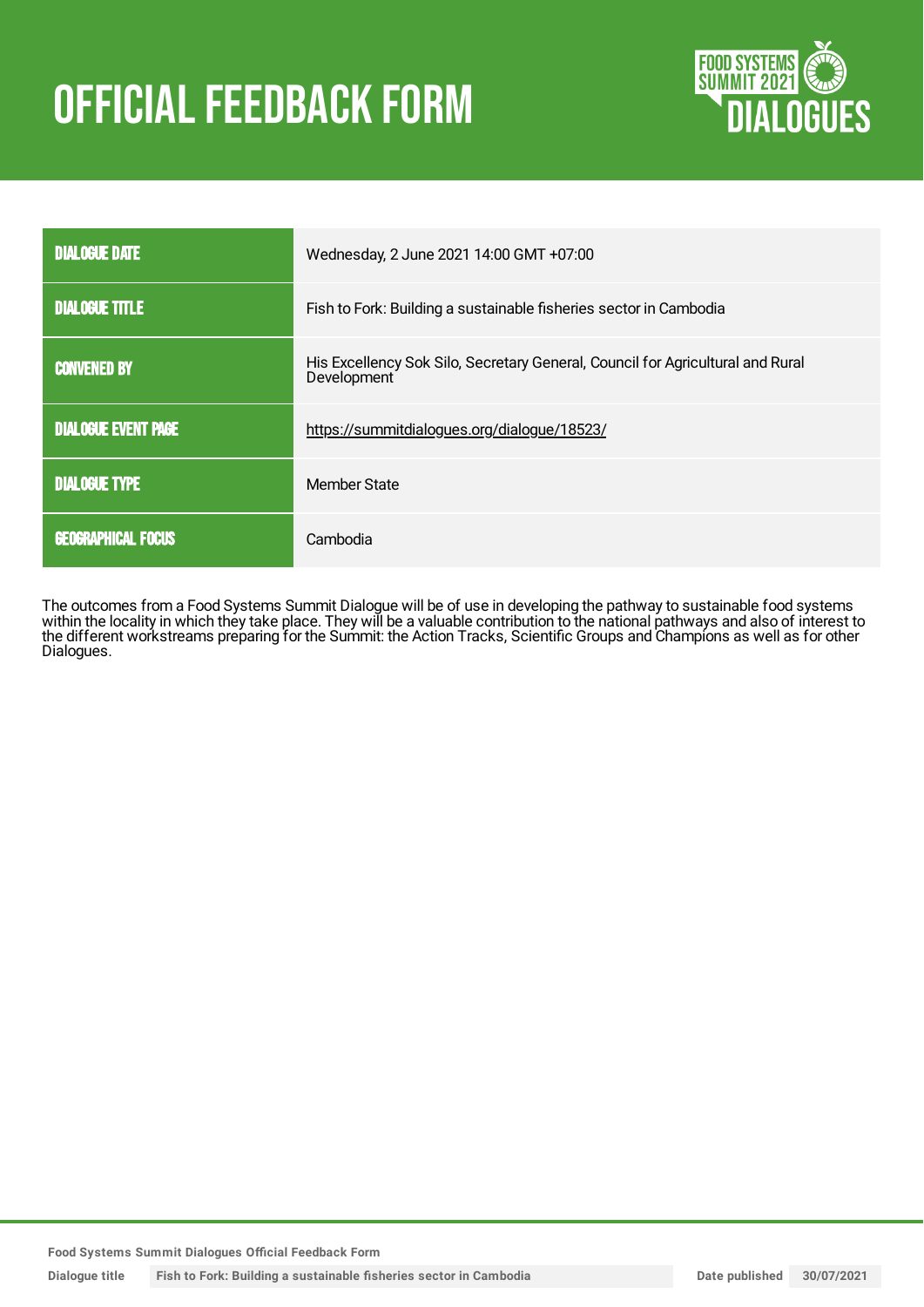# OFFICIAL FEEDBACK FORM

| | |
|---|---|
| DIALOGUE DATE | Wednesday, 2 June 2021 14:00 GMT +07:00 |
| DIALOGUE TITLE | Fish to Fork: Building a sustainable fisheries sector in Cambodia |
| CONVENED BY | His Excellency Sok Silo, Secretary General, Council for Agricultural and Rural Development |
| DIALOGUE EVENT PAGE | https://summitdialogues.org/dialogue/18523/ |
| DIALOGUE TYPE | Member State |
| GEOGRAPHICAL FOCUS | Cambodia |

The outcomes from a Food Systems Summit Dialogue will be of use in developing the pathway to sustainable food systems within the locality in which they take place. They will be a valuable contribution to the national pathways and also of interest to the different workstreams preparing for the Summit: the Action Tracks, Scientific Groups and Champions as well as for other Dialogues.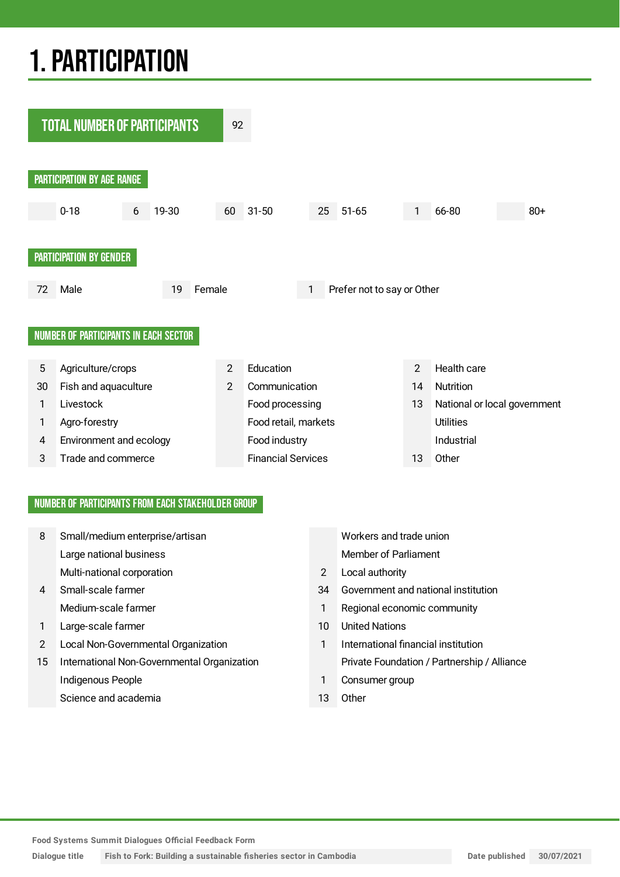# 1. PARTICIPATION

**TOTAL NUMBER OF PARTICIPANTS** 92

## PARTICIPATION BY AGE RANGE

| Age range | Number |
|---|---|
| 0-18 | |
| 19-30 | 6 |
| 31-50 | 60 |
| 51-65 | 25 |
| 66-80 | 1 |
| 80+ | |

## PARTICIPATION BY GENDER

| Gender | Number |
|---|---|
| Male | 72 |
| Female | 19 |
| Prefer not to say or Other | 1 |

## NUMBER OF PARTICIPANTS IN EACH SECTOR

| Number | Sector |
|---|---|
| 5 | Agriculture/crops |
| 30 | Fish and aquaculture |
| 1 | Livestock |
| 1 | Agro-forestry |
| 4 | Environment and ecology |
| 3 | Trade and commerce |
| 2 | Education |
| 2 | Communication |
| | Food processing |
| | Food retail, markets |
| | Food industry |
| | Financial Services |
| 2 | Health care |
| 14 | Nutrition |
| 13 | National or local government |
| | Utilities |
| | Industrial |
| 13 | Other |

## NUMBER OF PARTICIPANTS FROM EACH STAKEHOLDER GROUP

| Number | Stakeholder group |
|---|---|
| 8 | Small/medium enterprise/artisan |
| | Large national business |
| | Multi-national corporation |
| 4 | Small-scale farmer |
| | Medium-scale farmer |
| 1 | Large-scale farmer |
| 2 | Local Non-Governmental Organization |
| 15 | International Non-Governmental Organization |
| | Indigenous People |
| | Science and academia |
| | Workers and trade union |
| | Member of Parliament |
| 2 | Local authority |
| 34 | Government and national institution |
| 1 | Regional economic community |
| 10 | United Nations |
| 1 | International financial institution |
| | Private Foundation / Partnership / Alliance |
| 1 | Consumer group |
| 13 | Other |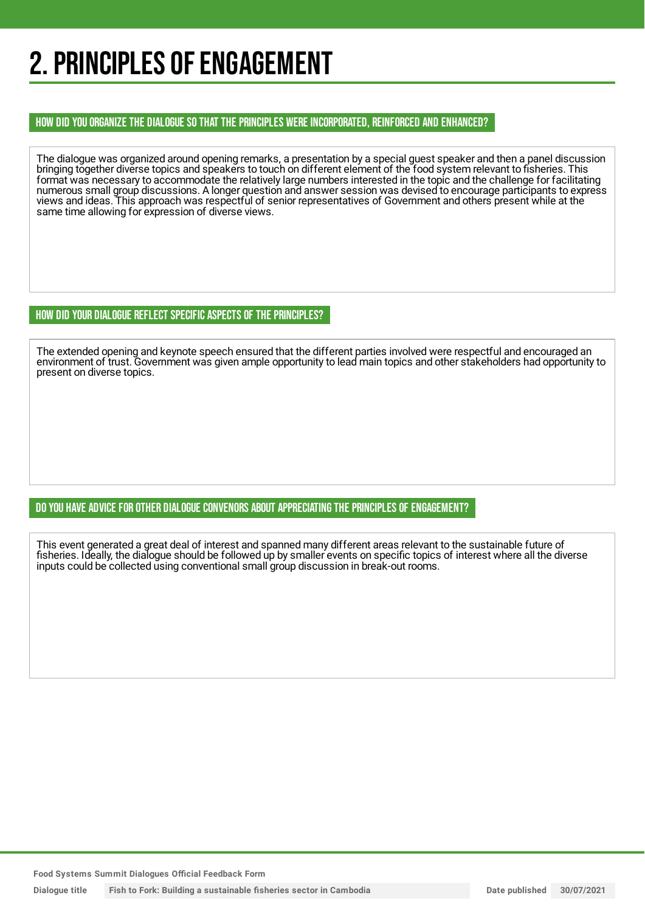# 2. PRINCIPLES OF ENGAGEMENT

## HOW DID YOU ORGANIZE THE DIALOGUE SO THAT THE PRINCIPLES WERE INCORPORATED, REINFORCED AND ENHANCED?

The dialogue was organized around opening remarks, a presentation by a special guest speaker and then a panel discussion bringing together diverse topics and speakers to touch on different element of the food system relevant to fisheries. This format was necessary to accommodate the relatively large numbers interested in the topic and the challenge for facilitating numerous small group discussions. A longer question and answer session was devised to encourage participants to express views and ideas. This approach was respectful of senior representatives of Government and others present while at the same time allowing for expression of diverse views.

## HOW DID YOUR DIALOGUE REFLECT SPECIFIC ASPECTS OF THE PRINCIPLES?

The extended opening and keynote speech ensured that the different parties involved were respectful and encouraged an environment of trust. Government was given ample opportunity to lead main topics and other stakeholders had opportunity to present on diverse topics.

## DO YOU HAVE ADVICE FOR OTHER DIALOGUE CONVENORS ABOUT APPRECIATING THE PRINCIPLES OF ENGAGEMENT?

This event generated a great deal of interest and spanned many different areas relevant to the sustainable future of fisheries. Ideally, the dialogue should be followed up by smaller events on specific topics of interest where all the diverse inputs could be collected using conventional small group discussion in break-out rooms.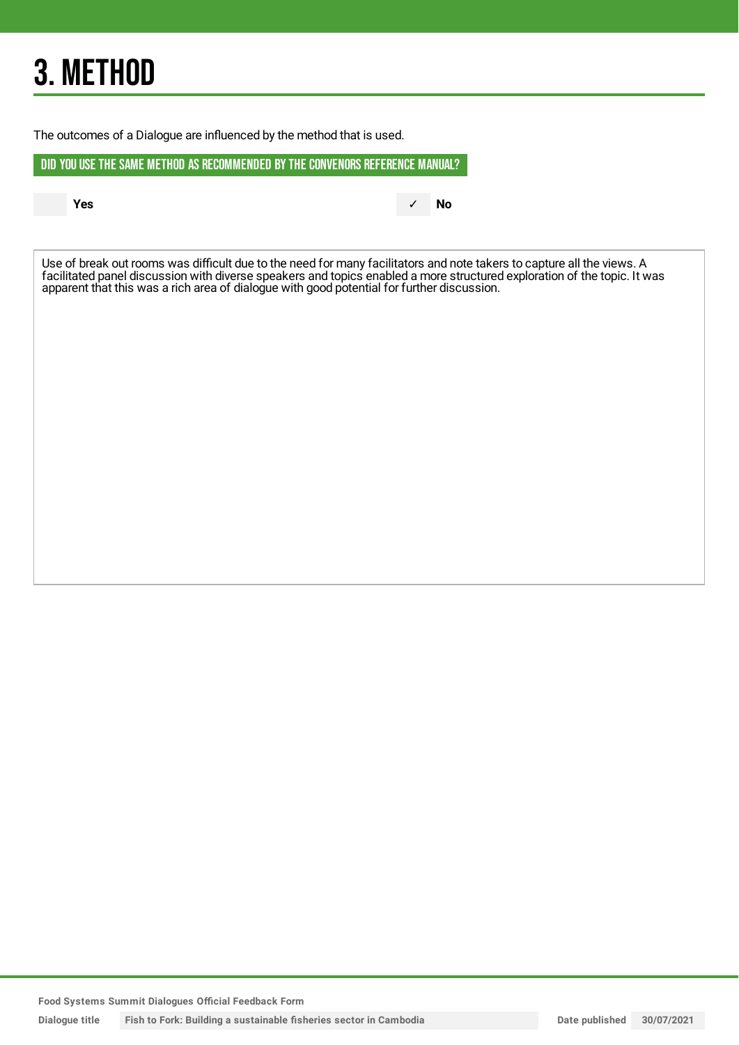# 3. METHOD

The outcomes of a Dialogue are influenced by the method that is used.

## DID YOU USE THE SAME METHOD AS RECOMMENDED BY THE CONVENORS REFERENCE MANUAL?

| | Yes | ✓ | No |
|---|---|---|---|

Use of break out rooms was difficult due to the need for many facilitators and note takers to capture all the views. A facilitated panel discussion with diverse speakers and topics enabled a more structured exploration of the topic. It was apparent that this was a rich area of dialogue with good potential for further discussion.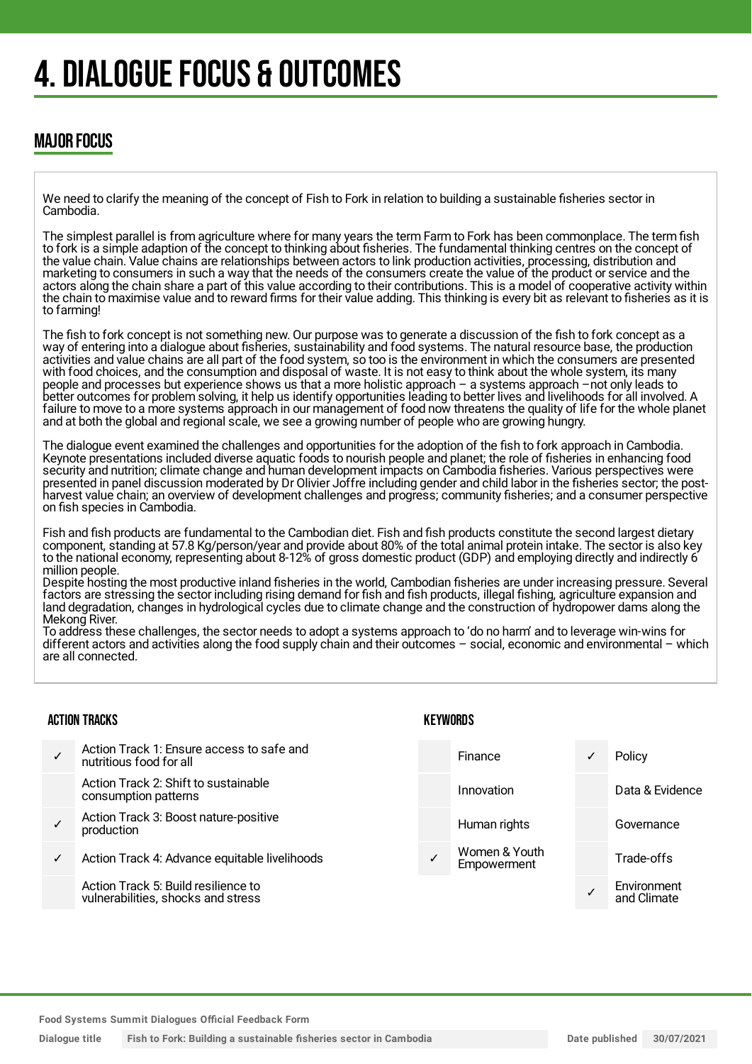# 4. DIALOGUE FOCUS & OUTCOMES

## MAJOR FOCUS

We need to clarify the meaning of the concept of Fish to Fork in relation to building a sustainable fisheries sector in Cambodia.

The simplest parallel is from agriculture where for many years the term Farm to Fork has been commonplace. The term fish to fork is a simple adaption of the concept to thinking about fisheries. The fundamental thinking centres on the concept of the value chain. Value chains are relationships between actors to link production activities, processing, distribution and marketing to consumers in such a way that the needs of the consumers create the value of the product or service and the actors along the chain share a part of this value according to their contributions. This is a model of cooperative activity within the chain to maximise value and to reward firms for their value adding. This thinking is every bit as relevant to fisheries as it is to farming!

The fish to fork concept is not something new. Our purpose was to generate a discussion of the fish to fork concept as a way of entering into a dialogue about fisheries, sustainability and food systems. The natural resource base, the production activities and value chains are all part of the food system, so too is the environment in which the consumers are presented with food choices, and the consumption and disposal of waste. It is not easy to think about the whole system, its many people and processes but experience shows us that a more holistic approach – a systems approach –not only leads to better outcomes for problem solving, it help us identify opportunities leading to better lives and livelihoods for all involved. A failure to move to a more systems approach in our management of food now threatens the quality of life for the whole planet and at both the global and regional scale, we see a growing number of people who are growing hungry.

The dialogue event examined the challenges and opportunities for the adoption of the fish to fork approach in Cambodia. Keynote presentations included diverse aquatic foods to nourish people and planet; the role of fisheries in enhancing food security and nutrition; climate change and human development impacts on Cambodia fisheries. Various perspectives were presented in panel discussion moderated by Dr Olivier Joffre including gender and child labor in the fisheries sector; the post-harvest value chain; an overview of development challenges and progress; community fisheries; and a consumer perspective on fish species in Cambodia.

Fish and fish products are fundamental to the Cambodian diet. Fish and fish products constitute the second largest dietary component, standing at 57.8 Kg/person/year and provide about 80% of the total animal protein intake. The sector is also key to the national economy, representing about 8-12% of gross domestic product (GDP) and employing directly and indirectly 6 million people.
Despite hosting the most productive inland fisheries in the world, Cambodian fisheries are under increasing pressure. Several factors are stressing the sector including rising demand for fish and fish products, illegal fishing, agriculture expansion and land degradation, changes in hydrological cycles due to climate change and the construction of hydropower dams along the Mekong River.
To address these challenges, the sector needs to adopt a systems approach to 'do no harm' and to leverage win-wins for different actors and activities along the food supply chain and their outcomes – social, economic and environmental – which are all connected.

### ACTION TRACKS

| | |
|---|---|
| ✓ | Action Track 1: Ensure access to safe and nutritious food for all |
| | Action Track 2: Shift to sustainable consumption patterns |
| ✓ | Action Track 3: Boost nature-positive production |
| ✓ | Action Track 4: Advance equitable livelihoods |
| | Action Track 5: Build resilience to vulnerabilities, shocks and stress |

### KEYWORDS

| | | | |
|---|---|---|---|
| | Finance | ✓ | Policy |
| | Innovation | | Data & Evidence |
| | Human rights | | Governance |
| ✓ | Women & Youth Empowerment | | Trade-offs |
| | | ✓ | Environment and Climate |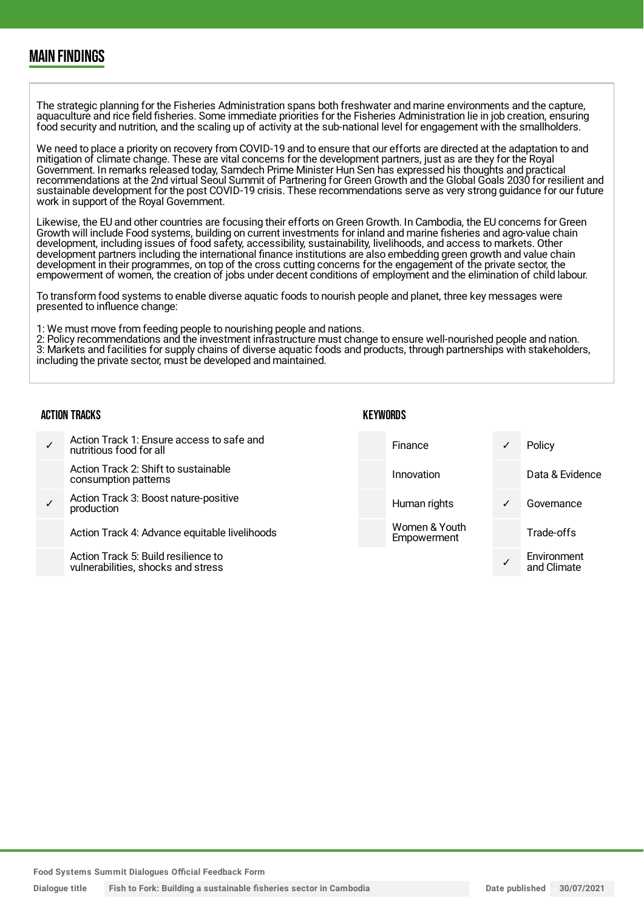## MAIN FINDINGS

The strategic planning for the Fisheries Administration spans both freshwater and marine environments and the capture, aquaculture and rice field fisheries. Some immediate priorities for the Fisheries Administration lie in job creation, ensuring food security and nutrition, and the scaling up of activity at the sub-national level for engagement with the smallholders.

We need to place a priority on recovery from COVID-19 and to ensure that our efforts are directed at the adaptation to and mitigation of climate change. These are vital concerns for the development partners, just as are they for the Royal Government. In remarks released today, Samdech Prime Minister Hun Sen has expressed his thoughts and practical recommendations at the 2nd virtual Seoul Summit of Partnering for Green Growth and the Global Goals 2030 for resilient and sustainable development for the post COVID-19 crisis. These recommendations serve as very strong guidance for our future work in support of the Royal Government.

Likewise, the EU and other countries are focusing their efforts on Green Growth. In Cambodia, the EU concerns for Green Growth will include Food systems, building on current investments for inland and marine fisheries and agro-value chain development, including issues of food safety, accessibility, sustainability, livelihoods, and access to markets. Other development partners including the international finance institutions are also embedding green growth and value chain development in their programmes, on top of the cross cutting concerns for the engagement of the private sector, the empowerment of women, the creation of jobs under decent conditions of employment and the elimination of child labour.

To transform food systems to enable diverse aquatic foods to nourish people and planet, three key messages were presented to influence change:

1: We must move from feeding people to nourishing people and nations.
2: Policy recommendations and the investment infrastructure must change to ensure well-nourished people and nation.
3: Markets and facilities for supply chains of diverse aquatic foods and products, through partnerships with stakeholders, including the private sector, must be developed and maintained.

### ACTION TRACKS

| | |
|---|---|
| ✓ | Action Track 1: Ensure access to safe and nutritious food for all |
| | Action Track 2: Shift to sustainable consumption patterns |
| ✓ | Action Track 3: Boost nature-positive production |
| | Action Track 4: Advance equitable livelihoods |
| | Action Track 5: Build resilience to vulnerabilities, shocks and stress |

### KEYWORDS

| | | | |
|---|---|---|---|
| | Finance | ✓ | Policy |
| | Innovation | | Data & Evidence |
| | Human rights | ✓ | Governance |
| | Women & Youth Empowerment | | Trade-offs |
| | | ✓ | Environment and Climate |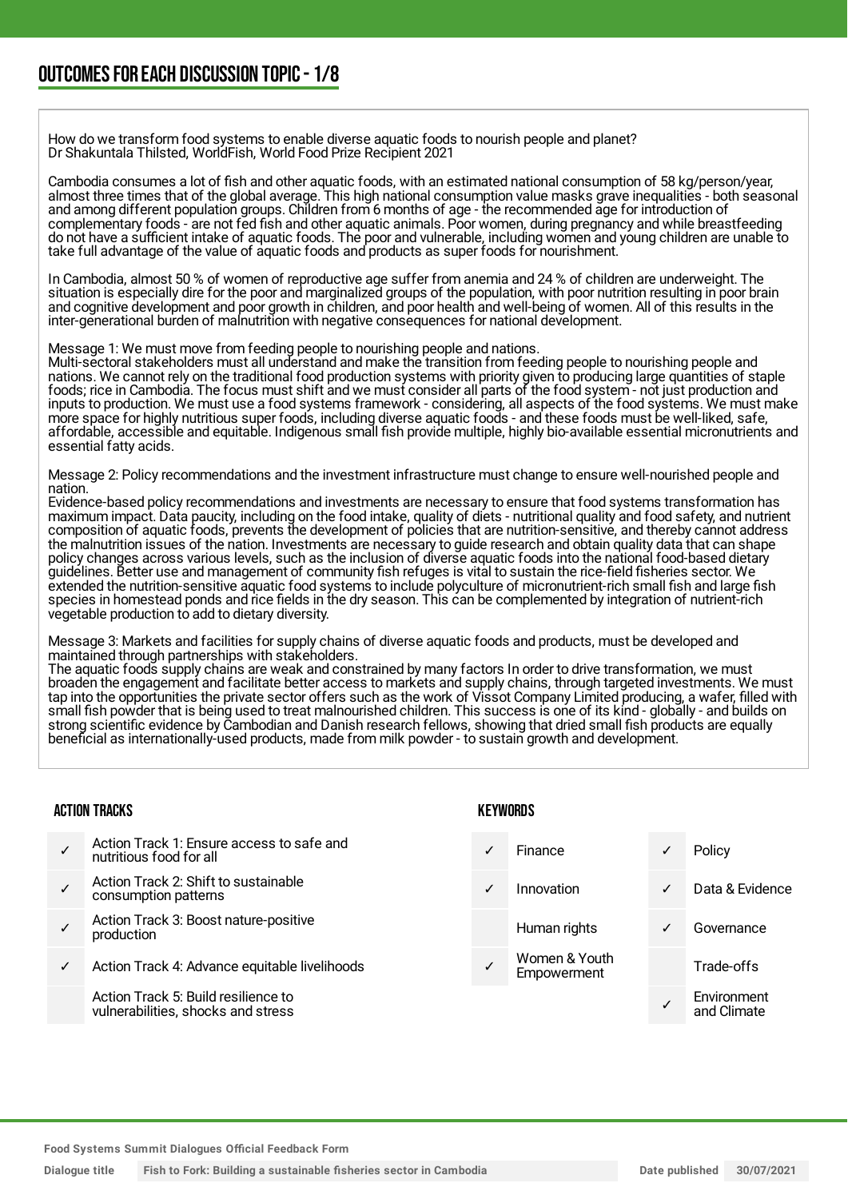## OUTCOMES FOR EACH DISCUSSION TOPIC - 1/8

How do we transform food systems to enable diverse aquatic foods to nourish people and planet?
Dr Shakuntala Thilsted, WorldFish, World Food Prize Recipient 2021

Cambodia consumes a lot of fish and other aquatic foods, with an estimated national consumption of 58 kg/person/year, almost three times that of the global average. This high national consumption value masks grave inequalities - both seasonal and among different population groups. Children from 6 months of age - the recommended age for introduction of complementary foods - are not fed fish and other aquatic animals. Poor women, during pregnancy and while breastfeeding do not have a sufficient intake of aquatic foods. The poor and vulnerable, including women and young children are unable to take full advantage of the value of aquatic foods and products as super foods for nourishment.

In Cambodia, almost 50 % of women of reproductive age suffer from anemia and 24 % of children are underweight. The situation is especially dire for the poor and marginalized groups of the population, with poor nutrition resulting in poor brain and cognitive development and poor growth in children, and poor health and well-being of women. All of this results in the inter-generational burden of malnutrition with negative consequences for national development.

Message 1: We must move from feeding people to nourishing people and nations.
Multi-sectoral stakeholders must all understand and make the transition from feeding people to nourishing people and nations. We cannot rely on the traditional food production systems with priority given to producing large quantities of staple foods; rice in Cambodia. The focus must shift and we must consider all parts of the food system - not just production and inputs to production. We must use a food systems framework - considering, all aspects of the food systems. We must make more space for highly nutritious super foods, including diverse aquatic foods - and these foods must be well-liked, safe, affordable, accessible and equitable. Indigenous small fish provide multiple, highly bio-available essential micronutrients and essential fatty acids.

Message 2: Policy recommendations and the investment infrastructure must change to ensure well-nourished people and nation.
Evidence-based policy recommendations and investments are necessary to ensure that food systems transformation has maximum impact. Data paucity, including on the food intake, quality of diets - nutritional quality and food safety, and nutrient composition of aquatic foods, prevents the development of policies that are nutrition-sensitive, and thereby cannot address the malnutrition issues of the nation. Investments are necessary to guide research and obtain quality data that can shape policy changes across various levels, such as the inclusion of diverse aquatic foods into the national food-based dietary guidelines. Better use and management of community fish refuges is vital to sustain the rice-field fisheries sector. We extended the nutrition-sensitive aquatic food systems to include polyculture of micronutrient-rich small fish and large fish species in homestead ponds and rice fields in the dry season. This can be complemented by integration of nutrient-rich vegetable production to add to dietary diversity.

Message 3: Markets and facilities for supply chains of diverse aquatic foods and products, must be developed and maintained through partnerships with stakeholders.
The aquatic foods supply chains are weak and constrained by many factors In order to drive transformation, we must broaden the engagement and facilitate better access to markets and supply chains, through targeted investments. We must tap into the opportunities the private sector offers such as the work of Vissot Company Limited producing, a wafer, filled with small fish powder that is being used to treat malnourished children. This success is one of its kind - globally - and builds on strong scientific evidence by Cambodian and Danish research fellows, showing that dried small fish products are equally beneficial as internationally-used products, made from milk powder - to sustain growth and development.

### ACTION TRACKS

| | |
|---|---|
| ✓ | Action Track 1: Ensure access to safe and nutritious food for all |
| ✓ | Action Track 2: Shift to sustainable consumption patterns |
| ✓ | Action Track 3: Boost nature-positive production |
| ✓ | Action Track 4: Advance equitable livelihoods |
| | Action Track 5: Build resilience to vulnerabilities, shocks and stress |

### KEYWORDS

| | | | |
|---|---|---|---|
| ✓ | Finance | ✓ | Policy |
| ✓ | Innovation | ✓ | Data & Evidence |
| | Human rights | ✓ | Governance |
| ✓ | Women & Youth Empowerment | | Trade-offs |
| | | ✓ | Environment and Climate |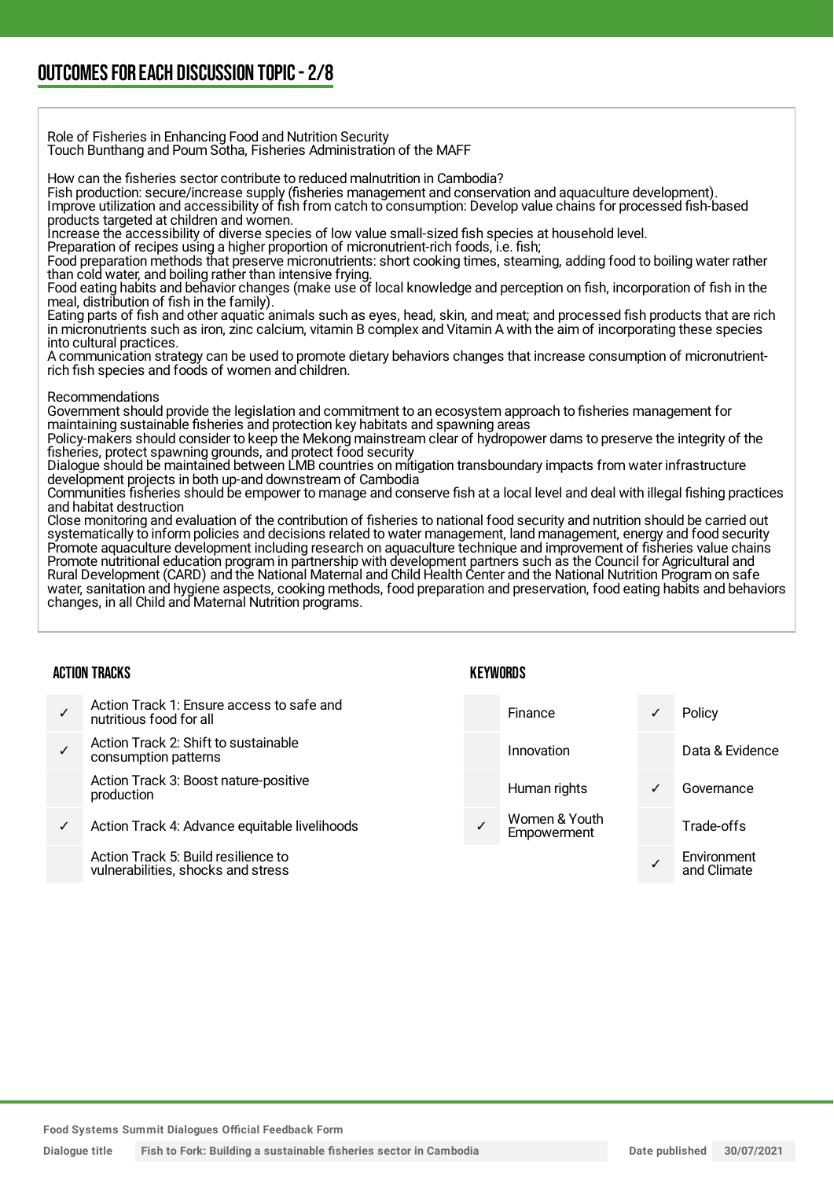## OUTCOMES FOR EACH DISCUSSION TOPIC - 2/8

Role of Fisheries in Enhancing Food and Nutrition Security
Touch Bunthang and Poum Sotha, Fisheries Administration of the MAFF

How can the fisheries sector contribute to reduced malnutrition in Cambodia?
Fish production: secure/increase supply (fisheries management and conservation and aquaculture development).
Improve utilization and accessibility of fish from catch to consumption: Develop value chains for processed fish-based products targeted at children and women.
Increase the accessibility of diverse species of low value small-sized fish species at household level.
Preparation of recipes using a higher proportion of micronutrient-rich foods, i.e. fish;
Food preparation methods that preserve micronutrients: short cooking times, steaming, adding food to boiling water rather than cold water, and boiling rather than intensive frying.
Food eating habits and behavior changes (make use of local knowledge and perception on fish, incorporation of fish in the meal, distribution of fish in the family).
Eating parts of fish and other aquatic animals such as eyes, head, skin, and meat; and processed fish products that are rich in micronutrients such as iron, zinc calcium, vitamin B complex and Vitamin A with the aim of incorporating these species into cultural practices.
A communication strategy can be used to promote dietary behaviors changes that increase consumption of micronutrient-rich fish species and foods of women and children.

Recommendations
Government should provide the legislation and commitment to an ecosystem approach to fisheries management for maintaining sustainable fisheries and protection key habitats and spawning areas
Policy-makers should consider to keep the Mekong mainstream clear of hydropower dams to preserve the integrity of the fisheries, protect spawning grounds, and protect food security
Dialogue should be maintained between LMB countries on mitigation transboundary impacts from water infrastructure development projects in both up-and downstream of Cambodia
Communities fisheries should be empower to manage and conserve fish at a local level and deal with illegal fishing practices and habitat destruction
Close monitoring and evaluation of the contribution of fisheries to national food security and nutrition should be carried out systematically to inform policies and decisions related to water management, land management, energy and food security
Promote aquaculture development including research on aquaculture technique and improvement of fisheries value chains
Promote nutritional education program in partnership with development partners such as the Council for Agricultural and Rural Development (CARD) and the National Maternal and Child Health Center and the National Nutrition Program on safe water, sanitation and hygiene aspects, cooking methods, food preparation and preservation, food eating habits and behaviors changes, in all Child and Maternal Nutrition programs.

### ACTION TRACKS

| | |
|---|---|
| ✓ | Action Track 1: Ensure access to safe and nutritious food for all |
| ✓ | Action Track 2: Shift to sustainable consumption patterns |
| | Action Track 3: Boost nature-positive production |
| ✓ | Action Track 4: Advance equitable livelihoods |
| | Action Track 5: Build resilience to vulnerabilities, shocks and stress |

### KEYWORDS

| | | | |
|---|---|---|---|
| | Finance | ✓ | Policy |
| | Innovation | | Data & Evidence |
| | Human rights | ✓ | Governance |
| ✓ | Women & Youth Empowerment | | Trade-offs |
| | | ✓ | Environment and Climate |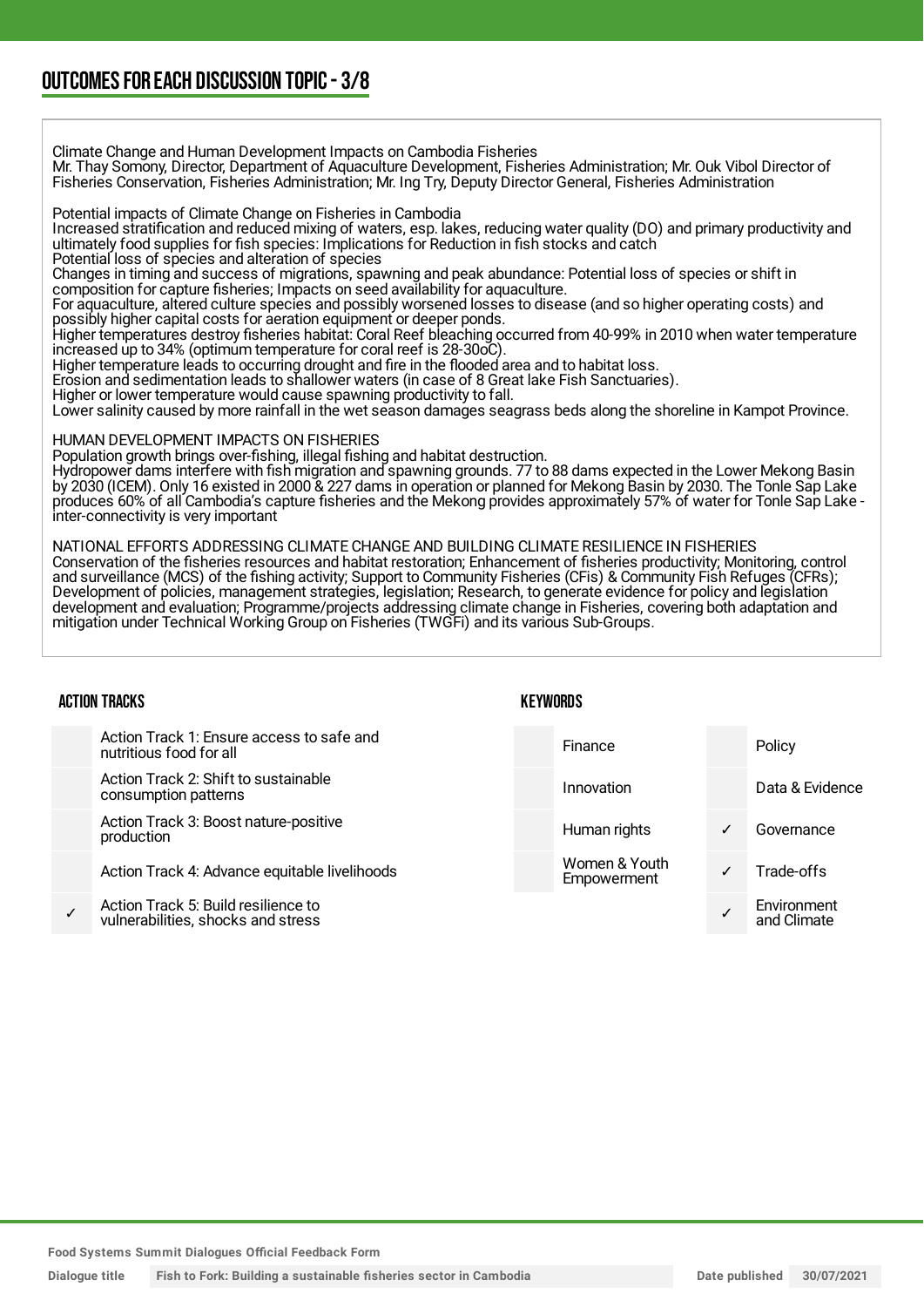## OUTCOMES FOR EACH DISCUSSION TOPIC - 3/8

Climate Change and Human Development Impacts on Cambodia Fisheries
Mr. Thay Somony, Director, Department of Aquaculture Development, Fisheries Administration; Mr. Ouk Vibol Director of Fisheries Conservation, Fisheries Administration; Mr. Ing Try, Deputy Director General, Fisheries Administration

Potential impacts of Climate Change on Fisheries in Cambodia
Increased stratification and reduced mixing of waters, esp. lakes, reducing water quality (DO) and primary productivity and ultimately food supplies for fish species: Implications for Reduction in fish stocks and catch
Potential loss of species and alteration of species
Changes in timing and success of migrations, spawning and peak abundance: Potential loss of species or shift in composition for capture fisheries; Impacts on seed availability for aquaculture.
For aquaculture, altered culture species and possibly worsened losses to disease (and so higher operating costs) and possibly higher capital costs for aeration equipment or deeper ponds.
Higher temperatures destroy fisheries habitat: Coral Reef bleaching occurred from 40-99% in 2010 when water temperature increased up to 34% (optimum temperature for coral reef is 28-30oC).
Higher temperature leads to occurring drought and fire in the flooded area and to habitat loss.
Erosion and sedimentation leads to shallower waters (in case of 8 Great lake Fish Sanctuaries).
Higher or lower temperature would cause spawning productivity to fall.
Lower salinity caused by more rainfall in the wet season damages seagrass beds along the shoreline in Kampot Province.

HUMAN DEVELOPMENT IMPACTS ON FISHERIES
Population growth brings over-fishing, illegal fishing and habitat destruction.
Hydropower dams interfere with fish migration and spawning grounds. 77 to 88 dams expected in the Lower Mekong Basin by 2030 (ICEM). Only 16 existed in 2000 & 227 dams in operation or planned for Mekong Basin by 2030. The Tonle Sap Lake produces 60% of all Cambodia's capture fisheries and the Mekong provides approximately 57% of water for Tonle Sap Lake - inter-connectivity is very important

NATIONAL EFFORTS ADDRESSING CLIMATE CHANGE AND BUILDING CLIMATE RESILIENCE IN FISHERIES
Conservation of the fisheries resources and habitat restoration; Enhancement of fisheries productivity; Monitoring, control and surveillance (MCS) of the fishing activity; Support to Community Fisheries (CFis) & Community Fish Refuges (CFRs); Development of policies, management strategies, legislation; Research, to generate evidence for policy and legislation development and evaluation; Programme/projects addressing climate change in Fisheries, covering both adaptation and mitigation under Technical Working Group on Fisheries (TWGFi) and its various Sub-Groups.

### ACTION TRACKS

| | |
|---|---|
| | Action Track 1: Ensure access to safe and nutritious food for all |
| | Action Track 2: Shift to sustainable consumption patterns |
| | Action Track 3: Boost nature-positive production |
| | Action Track 4: Advance equitable livelihoods |
| ✓ | Action Track 5: Build resilience to vulnerabilities, shocks and stress |

### KEYWORDS

| | | | |
|---|---|---|---|
| | Finance | | Policy |
| | Innovation | | Data & Evidence |
| | Human rights | ✓ | Governance |
| | Women & Youth Empowerment | ✓ | Trade-offs |
| | | ✓ | Environment and Climate |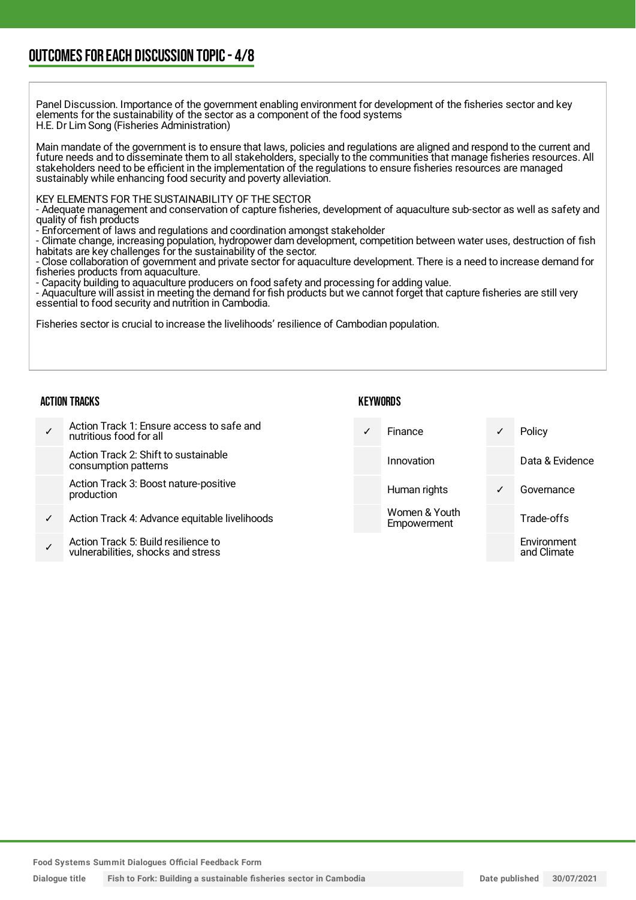## OUTCOMES FOR EACH DISCUSSION TOPIC - 4/8

Panel Discussion. Importance of the government enabling environment for development of the fisheries sector and key elements for the sustainability of the sector as a component of the food systems
H.E. Dr Lim Song (Fisheries Administration)

Main mandate of the government is to ensure that laws, policies and regulations are aligned and respond to the current and future needs and to disseminate them to all stakeholders, specially to the communities that manage fisheries resources. All stakeholders need to be efficient in the implementation of the regulations to ensure fisheries resources are managed sustainably while enhancing food security and poverty alleviation.

KEY ELEMENTS FOR THE SUSTAINABILITY OF THE SECTOR
- Adequate management and conservation of capture fisheries, development of aquaculture sub-sector as well as safety and quality of fish products
- Enforcement of laws and regulations and coordination amongst stakeholder
- Climate change, increasing population, hydropower dam development, competition between water uses, destruction of fish habitats are key challenges for the sustainability of the sector.
- Close collaboration of government and private sector for aquaculture development. There is a need to increase demand for fisheries products from aquaculture.
- Capacity building to aquaculture producers on food safety and processing for adding value.
- Aquaculture will assist in meeting the demand for fish products but we cannot forget that capture fisheries are still very essential to food security and nutrition in Cambodia.

Fisheries sector is crucial to increase the livelihoods' resilience of Cambodian population.

### ACTION TRACKS

| | |
|---|---|
| ✓ | Action Track 1: Ensure access to safe and nutritious food for all |
| | Action Track 2: Shift to sustainable consumption patterns |
| | Action Track 3: Boost nature-positive production |
| ✓ | Action Track 4: Advance equitable livelihoods |
| ✓ | Action Track 5: Build resilience to vulnerabilities, shocks and stress |

### KEYWORDS

| | | | |
|---|---|---|---|
| ✓ | Finance | ✓ | Policy |
| | Innovation | | Data & Evidence |
| | Human rights | ✓ | Governance |
| | Women & Youth Empowerment | | Trade-offs |
| | | | Environment and Climate |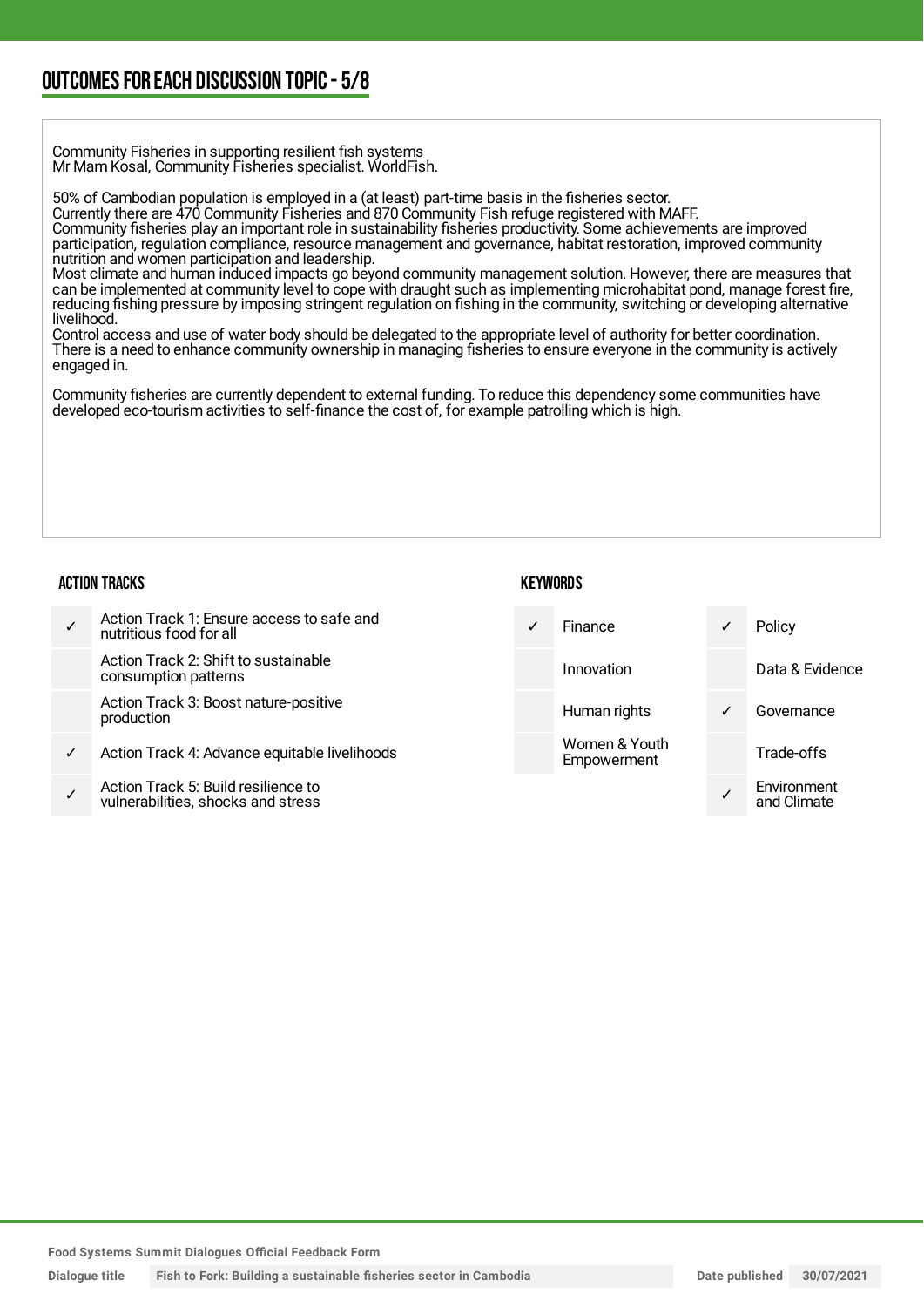## OUTCOMES FOR EACH DISCUSSION TOPIC - 5/8

Community Fisheries in supporting resilient fish systems
Mr Mam Kosal, Community Fisheries specialist. WorldFish.

50% of Cambodian population is employed in a (at least) part-time basis in the fisheries sector.
Currently there are 470 Community Fisheries and 870 Community Fish refuge registered with MAFF.
Community fisheries play an important role in sustainability fisheries productivity. Some achievements are improved participation, regulation compliance, resource management and governance, habitat restoration, improved community nutrition and women participation and leadership.
Most climate and human induced impacts go beyond community management solution. However, there are measures that can be implemented at community level to cope with draught such as implementing microhabitat pond, manage forest fire, reducing fishing pressure by imposing stringent regulation on fishing in the community, switching or developing alternative livelihood.
Control access and use of water body should be delegated to the appropriate level of authority for better coordination.
There is a need to enhance community ownership in managing fisheries to ensure everyone in the community is actively engaged in.

Community fisheries are currently dependent to external funding. To reduce this dependency some communities have developed eco-tourism activities to self-finance the cost of, for example patrolling which is high.

### ACTION TRACKS

| | |
|---|---|
| ✓ | Action Track 1: Ensure access to safe and nutritious food for all |
| | Action Track 2: Shift to sustainable consumption patterns |
| | Action Track 3: Boost nature-positive production |
| ✓ | Action Track 4: Advance equitable livelihoods |
| ✓ | Action Track 5: Build resilience to vulnerabilities, shocks and stress |

### KEYWORDS

| | | | |
|---|---|---|---|
| ✓ | Finance | ✓ | Policy |
| | Innovation | | Data & Evidence |
| | Human rights | ✓ | Governance |
| | Women & Youth Empowerment | | Trade-offs |
| | | ✓ | Environment and Climate |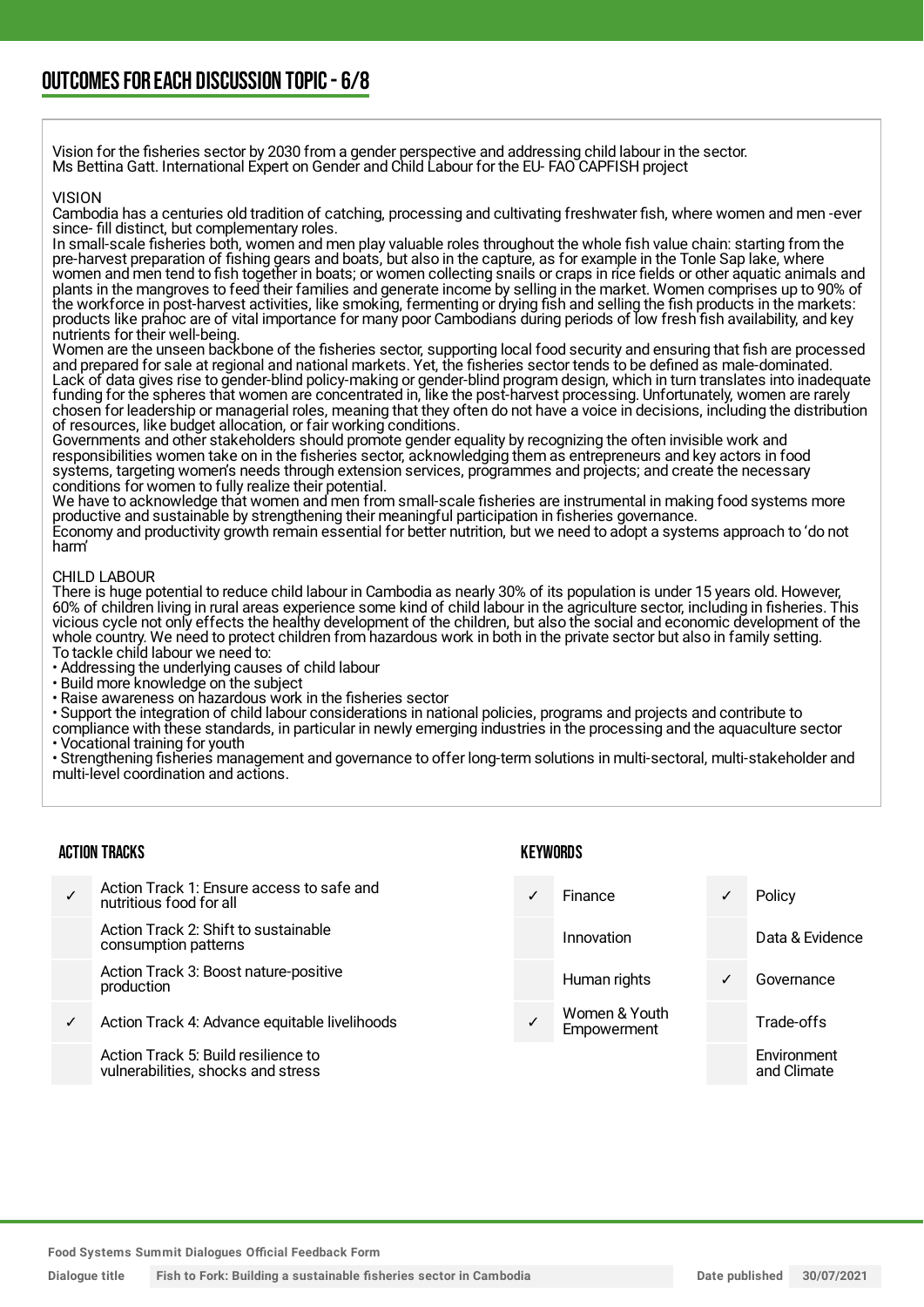## OUTCOMES FOR EACH DISCUSSION TOPIC - 6/8

Vision for the fisheries sector by 2030 from a gender perspective and addressing child labour in the sector.
Ms Bettina Gatt. International Expert on Gender and Child Labour for the EU- FAO CAPFISH project

VISION
Cambodia has a centuries old tradition of catching, processing and cultivating freshwater fish, where women and men -ever since- fill distinct, but complementary roles.
In small-scale fisheries both, women and men play valuable roles throughout the whole fish value chain: starting from the pre-harvest preparation of fishing gears and boats, but also in the capture, as for example in the Tonle Sap lake, where women and men tend to fish together in boats; or women collecting snails or craps in rice fields or other aquatic animals and plants in the mangroves to feed their families and generate income by selling in the market. Women comprises up to 90% of the workforce in post-harvest activities, like smoking, fermenting or drying fish and selling the fish products in the markets: products like prahoc are of vital importance for many poor Cambodians during periods of low fresh fish availability, and key nutrients for their well-being.
Women are the unseen backbone of the fisheries sector, supporting local food security and ensuring that fish are processed and prepared for sale at regional and national markets. Yet, the fisheries sector tends to be defined as male-dominated. Lack of data gives rise to gender-blind policy-making or gender-blind program design, which in turn translates into inadequate funding for the spheres that women are concentrated in, like the post-harvest processing. Unfortunately, women are rarely chosen for leadership or managerial roles, meaning that they often do not have a voice in decisions, including the distribution of resources, like budget allocation, or fair working conditions.
Governments and other stakeholders should promote gender equality by recognizing the often invisible work and responsibilities women take on in the fisheries sector, acknowledging them as entrepreneurs and key actors in food systems, targeting women's needs through extension services, programmes and projects; and create the necessary conditions for women to fully realize their potential.
We have to acknowledge that women and men from small-scale fisheries are instrumental in making food systems more productive and sustainable by strengthening their meaningful participation in fisheries governance.
Economy and productivity growth remain essential for better nutrition, but we need to adopt a systems approach to 'do not harm'

CHILD LABOUR
There is huge potential to reduce child labour in Cambodia as nearly 30% of its population is under 15 years old. However, 60% of children living in rural areas experience some kind of child labour in the agriculture sector, including in fisheries. This vicious cycle not only effects the healthy development of the children, but also the social and economic development of the whole country. We need to protect children from hazardous work in both in the private sector but also in family setting.
To tackle child labour we need to:
• Addressing the underlying causes of child labour
• Build more knowledge on the subject
• Raise awareness on hazardous work in the fisheries sector
• Support the integration of child labour considerations in national policies, programs and projects and contribute to compliance with these standards, in particular in newly emerging industries in the processing and the aquaculture sector
• Vocational training for youth
• Strengthening fisheries management and governance to offer long-term solutions in multi-sectoral, multi-stakeholder and multi-level coordination and actions.

### ACTION TRACKS

| | |
|---|---|
| ✓ | Action Track 1: Ensure access to safe and nutritious food for all |
| | Action Track 2: Shift to sustainable consumption patterns |
| | Action Track 3: Boost nature-positive production |
| ✓ | Action Track 4: Advance equitable livelihoods |
| | Action Track 5: Build resilience to vulnerabilities, shocks and stress |

### KEYWORDS

| | | | |
|---|---|---|---|
| ✓ | Finance | ✓ | Policy |
| | Innovation | | Data & Evidence |
| | Human rights | ✓ | Governance |
| ✓ | Women & Youth Empowerment | | Trade-offs |
| | | | Environment and Climate |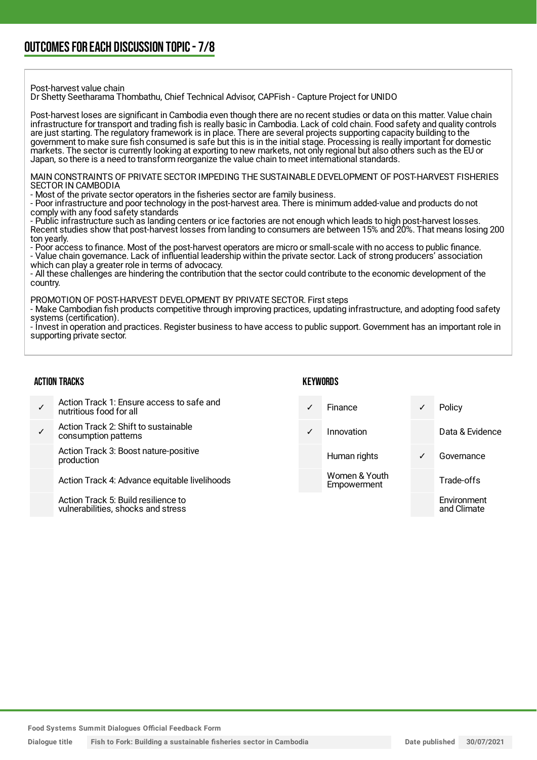## OUTCOMES FOR EACH DISCUSSION TOPIC - 7/8

Post-harvest value chain
Dr Shetty Seetharama Thombathu, Chief Technical Advisor, CAPFish - Capture Project for UNIDO

Post-harvest loses are significant in Cambodia even though there are no recent studies or data on this matter. Value chain infrastructure for transport and trading fish is really basic in Cambodia. Lack of cold chain. Food safety and quality controls are just starting. The regulatory framework is in place. There are several projects supporting capacity building to the government to make sure fish consumed is safe but this is in the initial stage. Processing is really important for domestic markets. The sector is currently looking at exporting to new markets, not only regional but also others such as the EU or Japan, so there is a need to transform reorganize the value chain to meet international standards.

MAIN CONSTRAINTS OF PRIVATE SECTOR IMPEDING THE SUSTAINABLE DEVELOPMENT OF POST-HARVEST FISHERIES SECTOR IN CAMBODIA
- Most of the private sector operators in the fisheries sector are family business.
- Poor infrastructure and poor technology in the post-harvest area. There is minimum added-value and products do not comply with any food safety standards
- Public infrastructure such as landing centers or ice factories are not enough which leads to high post-harvest losses. Recent studies show that post-harvest losses from landing to consumers are between 15% and 20%. That means losing 200 ton yearly.
- Poor access to finance. Most of the post-harvest operators are micro or small-scale with no access to public finance.
- Value chain governance. Lack of influential leadership within the private sector. Lack of strong producers' association which can play a greater role in terms of advocacy.
- All these challenges are hindering the contribution that the sector could contribute to the economic development of the country.

PROMOTION OF POST-HARVEST DEVELOPMENT BY PRIVATE SECTOR. First steps
- Make Cambodian fish products competitive through improving practices, updating infrastructure, and adopting food safety systems (certification).
- Invest in operation and practices. Register business to have access to public support. Government has an important role in supporting private sector.

### ACTION TRACKS

| | |
|---|---|
| ✓ | Action Track 1: Ensure access to safe and nutritious food for all |
| ✓ | Action Track 2: Shift to sustainable consumption patterns |
| | Action Track 3: Boost nature-positive production |
| | Action Track 4: Advance equitable livelihoods |
| | Action Track 5: Build resilience to vulnerabilities, shocks and stress |

### KEYWORDS

| | | | |
|---|---|---|---|
| ✓ | Finance | ✓ | Policy |
| ✓ | Innovation | | Data & Evidence |
| | Human rights | ✓ | Governance |
| | Women & Youth Empowerment | | Trade-offs |
| | | | Environment and Climate |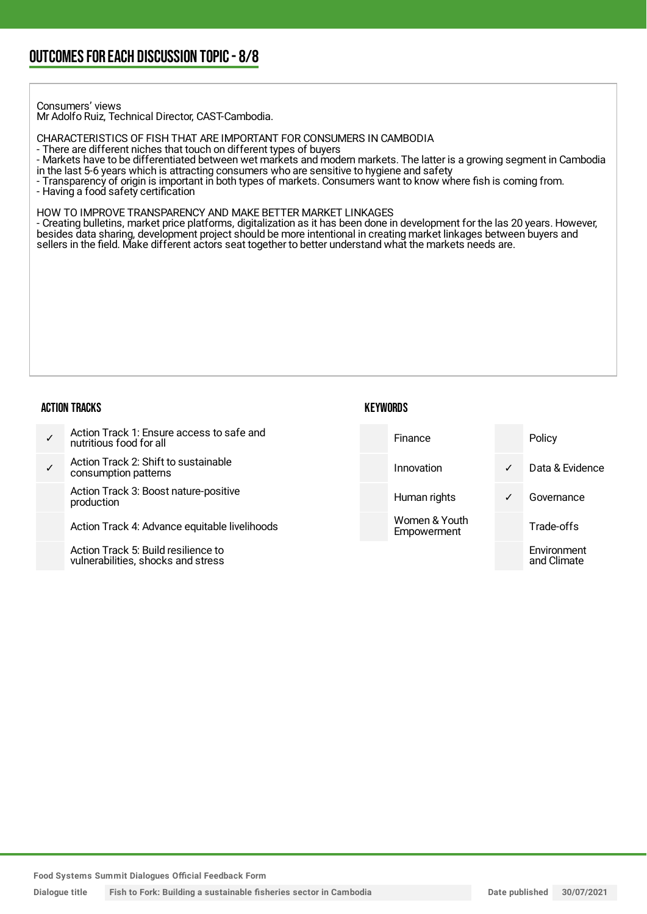## OUTCOMES FOR EACH DISCUSSION TOPIC - 8/8

Consumers' views
Mr Adolfo Ruiz, Technical Director, CAST-Cambodia.

CHARACTERISTICS OF FISH THAT ARE IMPORTANT FOR CONSUMERS IN CAMBODIA
- There are different niches that touch on different types of buyers
- Markets have to be differentiated between wet markets and modern markets. The latter is a growing segment in Cambodia in the last 5-6 years which is attracting consumers who are sensitive to hygiene and safety
- Transparency of origin is important in both types of markets. Consumers want to know where fish is coming from.
- Having a food safety certification

HOW TO IMPROVE TRANSPARENCY AND MAKE BETTER MARKET LINKAGES
- Creating bulletins, market price platforms, digitalization as it has been done in development for the las 20 years. However, besides data sharing, development project should be more intentional in creating market linkages between buyers and sellers in the field. Make different actors seat together to better understand what the markets needs are.

### ACTION TRACKS

| | |
|---|---|
| ✓ | Action Track 1: Ensure access to safe and nutritious food for all |
| ✓ | Action Track 2: Shift to sustainable consumption patterns |
| | Action Track 3: Boost nature-positive production |
| | Action Track 4: Advance equitable livelihoods |
| | Action Track 5: Build resilience to vulnerabilities, shocks and stress |

### KEYWORDS

| | | | |
|---|---|---|---|
| | Finance | | Policy |
| | Innovation | ✓ | Data & Evidence |
| | Human rights | ✓ | Governance |
| | Women & Youth Empowerment | | Trade-offs |
| | | | Environment and Climate |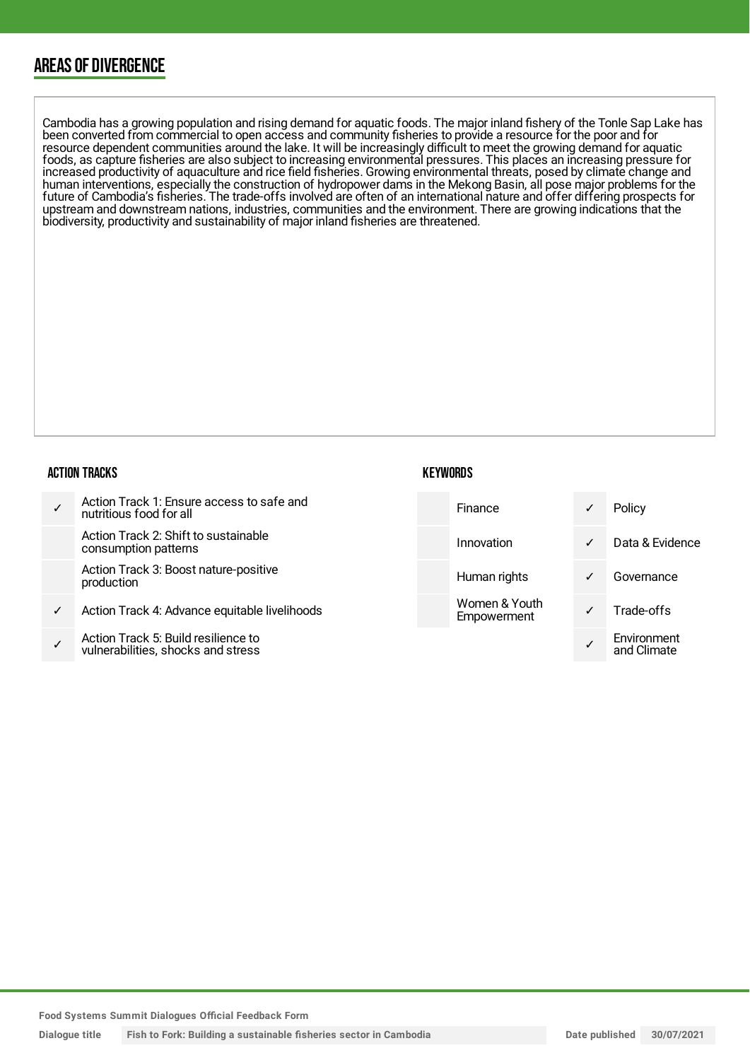## AREAS OF DIVERGENCE

Cambodia has a growing population and rising demand for aquatic foods. The major inland fishery of the Tonle Sap Lake has been converted from commercial to open access and community fisheries to provide a resource for the poor and for resource dependent communities around the lake. It will be increasingly difficult to meet the growing demand for aquatic foods, as capture fisheries are also subject to increasing environmental pressures. This places an increasing pressure for increased productivity of aquaculture and rice field fisheries. Growing environmental threats, posed by climate change and human interventions, especially the construction of hydropower dams in the Mekong Basin, all pose major problems for the future of Cambodia's fisheries. The trade-offs involved are often of an international nature and offer differing prospects for upstream and downstream nations, industries, communities and the environment. There are growing indications that the biodiversity, productivity and sustainability of major inland fisheries are threatened.

### ACTION TRACKS

| | |
|---|---|
| ✓ | Action Track 1: Ensure access to safe and nutritious food for all |
| | Action Track 2: Shift to sustainable consumption patterns |
| | Action Track 3: Boost nature-positive production |
| ✓ | Action Track 4: Advance equitable livelihoods |
| ✓ | Action Track 5: Build resilience to vulnerabilities, shocks and stress |

### KEYWORDS

| | | | |
|---|---|---|---|
| | Finance | ✓ | Policy |
| | Innovation | ✓ | Data & Evidence |
| | Human rights | ✓ | Governance |
| | Women & Youth Empowerment | ✓ | Trade-offs |
| | | ✓ | Environment and Climate |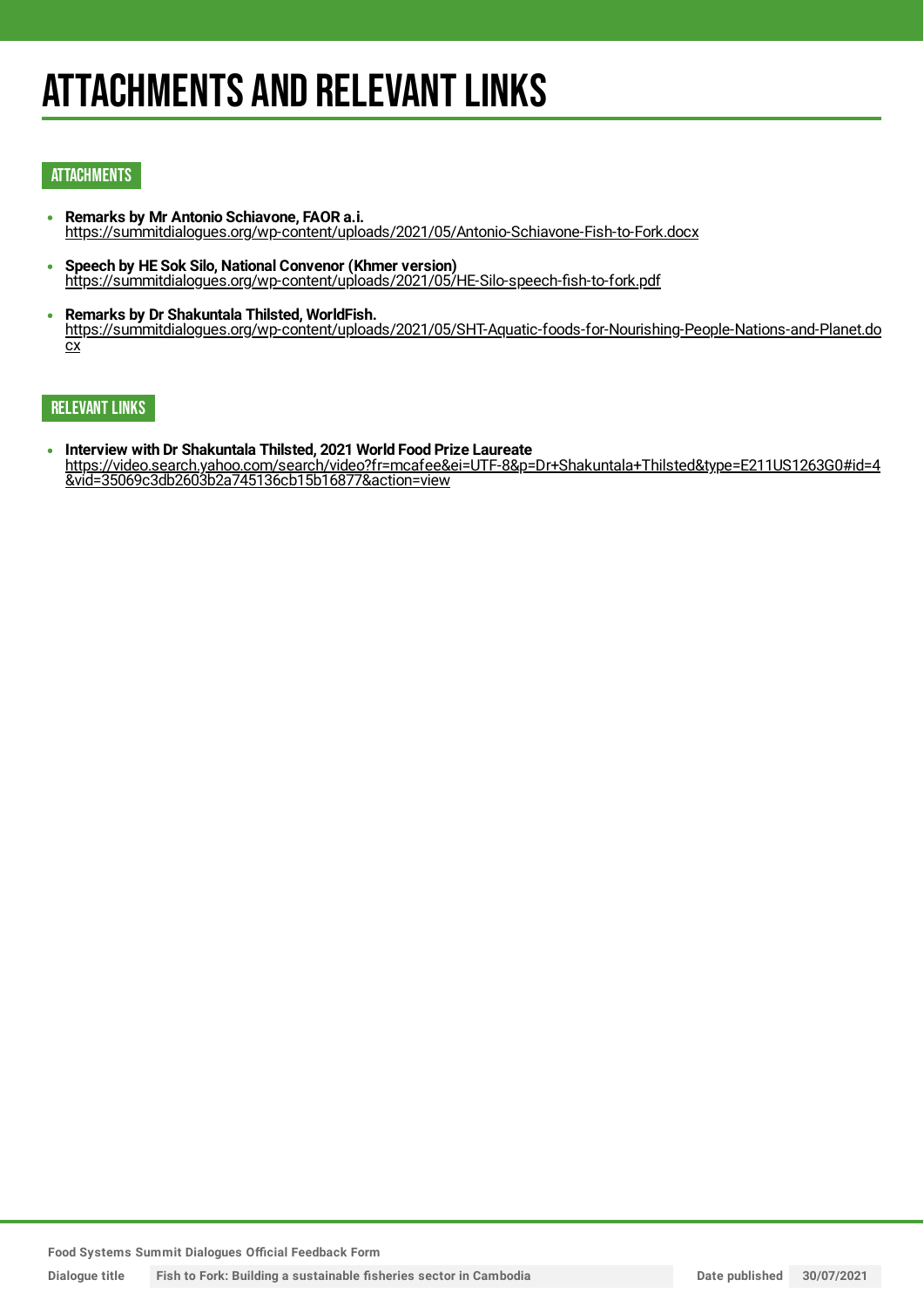# ATTACHMENTS AND RELEVANT LINKS

## ATTACHMENTS

- **Remarks by Mr Antonio Schiavone, FAOR a.i.**
  https://summitdialogues.org/wp-content/uploads/2021/05/Antonio-Schiavone-Fish-to-Fork.docx

- **Speech by HE Sok Silo, National Convenor (Khmer version)**
  https://summitdialogues.org/wp-content/uploads/2021/05/HE-Silo-speech-fish-to-fork.pdf

- **Remarks by Dr Shakuntala Thilsted, WorldFish.**
  https://summitdialogues.org/wp-content/uploads/2021/05/SHT-Aquatic-foods-for-Nourishing-People-Nations-and-Planet.docx

## RELEVANT LINKS

- **Interview with Dr Shakuntala Thilsted, 2021 World Food Prize Laureate**
  https://video.search.yahoo.com/search/video?fr=mcafee&ei=UTF-8&p=Dr+Shakuntala+Thilsted&type=E211US1263G0#id=4&vid=35069c3db2603b2a745136cb15b16877&action=view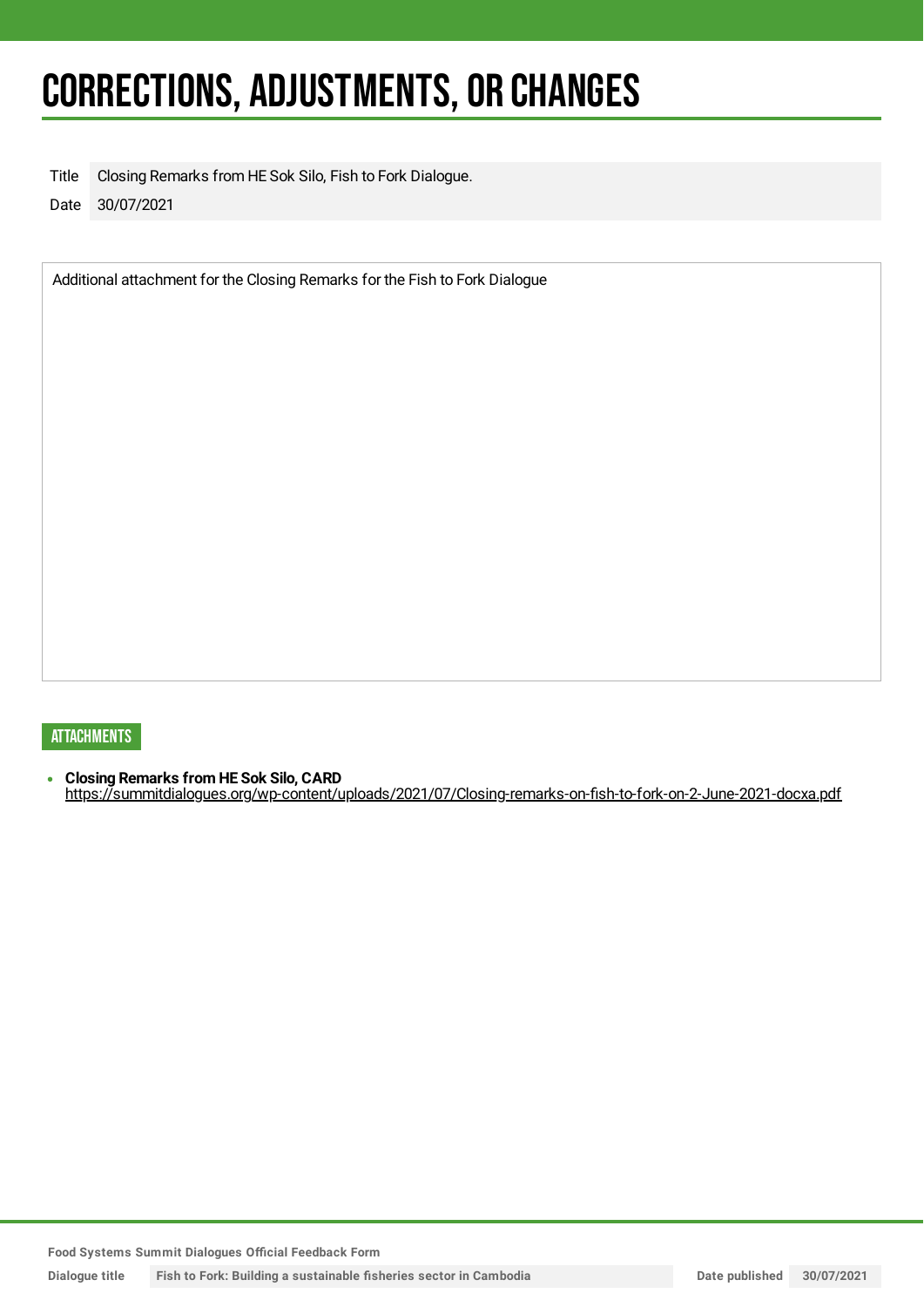# CORRECTIONS, ADJUSTMENTS, OR CHANGES

| | |
|---|---|
| Title | Closing Remarks from HE Sok Silo, Fish to Fork Dialogue. |
| Date | 30/07/2021 |

Additional attachment for the Closing Remarks for the Fish to Fork Dialogue

## ATTACHMENTS

- **Closing Remarks from HE Sok Silo, CARD**
  https://summitdialogues.org/wp-content/uploads/2021/07/Closing-remarks-on-fish-to-fork-on-2-June-2021-docxa.pdf